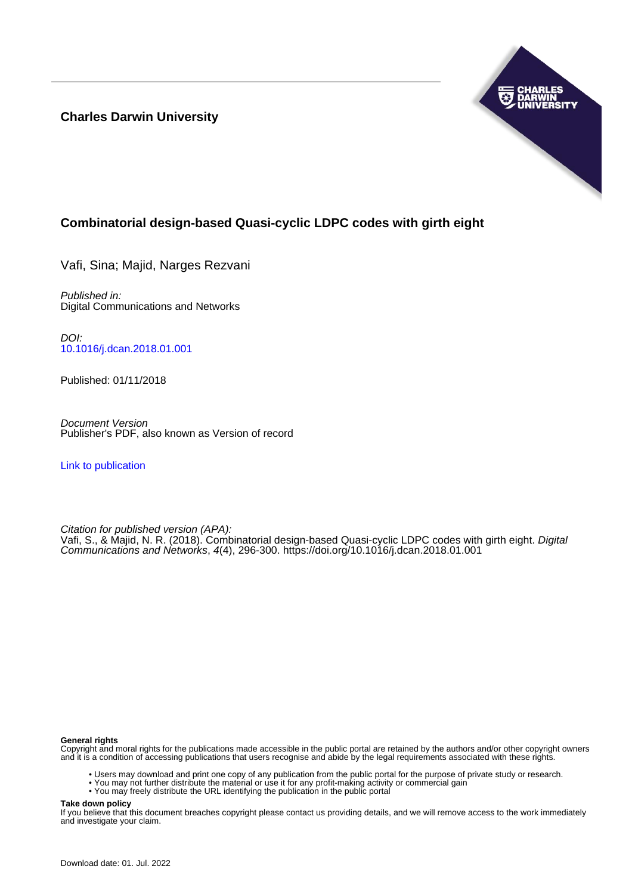**Charles Darwin University**

# Combinatorial design-based Quasi-cyclic LDPC codes with girth eight

Vafi, Sina; Majid, Narges Rezvani

*Published in:*
Digital Communications and Networks

*DOI:*
10.1016/j.dcan.2018.01.001

Published: 01/11/2018

*Document Version*
Publisher's PDF, also known as Version of record

Link to publication

*Citation for published version (APA):*
Vafi, S., & Majid, N. R. (2018). Combinatorial design-based Quasi-cyclic LDPC codes with girth eight. *Digital Communications and Networks*, *4*(4), 296-300. https://doi.org/10.1016/j.dcan.2018.01.001

**General rights**
Copyright and moral rights for the publications made accessible in the public portal are retained by the authors and/or other copyright owners and it is a condition of accessing publications that users recognise and abide by the legal requirements associated with these rights.

- Users may download and print one copy of any publication from the public portal for the purpose of private study or research.
- You may not further distribute the material or use it for any profit-making activity or commercial gain
- You may freely distribute the URL identifying the publication in the public portal

**Take down policy**
If you believe that this document breaches copyright please contact us providing details, and we will remove access to the work immediately and investigate your claim.

Download date: 01. Jul. 2022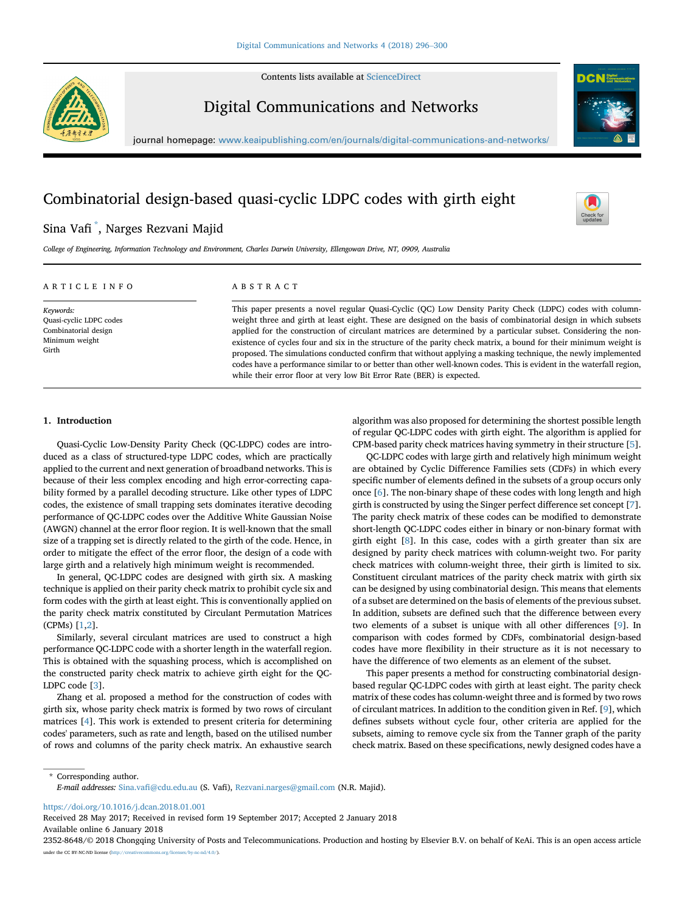Contents lists available at ScienceDirect

# Digital Communications and Networks

journal homepage: www.keaipublishing.com/en/journals/digital-communications-and-networks/

# Combinatorial design-based quasi-cyclic LDPC codes with girth eight

Sina Vafi *, Narges Rezvani Majid

*College of Engineering, Information Technology and Environment, Charles Darwin University, Ellengowan Drive, NT, 0909, Australia*

## ARTICLE INFO

*Keywords:*
Quasi-cyclic LDPC codes
Combinatorial design
Minimum weight
Girth

## ABSTRACT

This paper presents a novel regular Quasi-Cyclic (QC) Low Density Parity Check (LDPC) codes with column-weight three and girth at least eight. These are designed on the basis of combinatorial design in which subsets applied for the construction of circulant matrices are determined by a particular subset. Considering the non-existence of cycles four and six in the structure of the parity check matrix, a bound for their minimum weight is proposed. The simulations conducted confirm that without applying a masking technique, the newly implemented codes have a performance similar to or better than other well-known codes. This is evident in the waterfall region, while their error floor at very low Bit Error Rate (BER) is expected.

## 1. Introduction

Quasi-Cyclic Low-Density Parity Check (QC-LDPC) codes are introduced as a class of structured-type LDPC codes, which are practically applied to the current and next generation of broadband networks. This is because of their less complex encoding and high error-correcting capability formed by a parallel decoding structure. Like other types of LDPC codes, the existence of small trapping sets dominates iterative decoding performance of QC-LDPC codes over the Additive White Gaussian Noise (AWGN) channel at the error floor region. It is well-known that the small size of a trapping set is directly related to the girth of the code. Hence, in order to mitigate the effect of the error floor, the design of a code with large girth and a relatively high minimum weight is recommended.

In general, QC-LDPC codes are designed with girth six. A masking technique is applied on their parity check matrix to prohibit cycle six and form codes with the girth at least eight. This is conventionally applied on the parity check matrix constituted by Circulant Permutation Matrices (CPMs) [1,2].

Similarly, several circulant matrices are used to construct a high performance QC-LDPC code with a shorter length in the waterfall region. This is obtained with the squashing process, which is accomplished on the constructed parity check matrix to achieve girth eight for the QC-LDPC code [3].

Zhang et al. proposed a method for the construction of codes with girth six, whose parity check matrix is formed by two rows of circulant matrices [4]. This work is extended to present criteria for determining codes' parameters, such as rate and length, based on the utilised number of rows and columns of the parity check matrix. An exhaustive search algorithm was also proposed for determining the shortest possible length of regular QC-LDPC codes with girth eight. The algorithm is applied for CPM-based parity check matrices having symmetry in their structure [5].

QC-LDPC codes with large girth and relatively high minimum weight are obtained by Cyclic Difference Families sets (CDFs) in which every specific number of elements defined in the subsets of a group occurs only once [6]. The non-binary shape of these codes with long length and high girth is constructed by using the Singer perfect difference set concept [7]. The parity check matrix of these codes can be modified to demonstrate short-length QC-LDPC codes either in binary or non-binary format with girth eight [8]. In this case, codes with a girth greater than six are designed by parity check matrices with column-weight two. For parity check matrices with column-weight three, their girth is limited to six. Constituent circulant matrices of the parity check matrix with girth six can be designed by using combinatorial design. This means that elements of a subset are determined on the basis of elements of the previous subset. In addition, subsets are defined such that the difference between every two elements of a subset is unique with all other differences [9]. In comparison with codes formed by CDFs, combinatorial design-based codes have more flexibility in their structure as it is not necessary to have the difference of two elements as an element of the subset.

This paper presents a method for constructing combinatorial design-based regular QC-LDPC codes with girth at least eight. The parity check matrix of these codes has column-weight three and is formed by two rows of circulant matrices. In addition to the condition given in Ref. [9], which defines subsets without cycle four, other criteria are applied for the subsets, aiming to remove cycle six from the Tanner graph of the parity check matrix. Based on these specifications, newly designed codes have a

* Corresponding author.
*E-mail addresses:* Sina.vafi@cdu.edu.au (S. Vafi), Rezvani.narges@gmail.com (N.R. Majid).

https://doi.org/10.1016/j.dcan.2018.01.001
Received 28 May 2017; Received in revised form 19 September 2017; Accepted 2 January 2018
Available online 6 January 2018
2352-8648/© 2018 Chongqing University of Posts and Telecommunications. Production and hosting by Elsevier B.V. on behalf of KeAi. This is an open access article under the CC BY-NC-ND license (http://creativecommons.org/licenses/by-nc-nd/4.0/).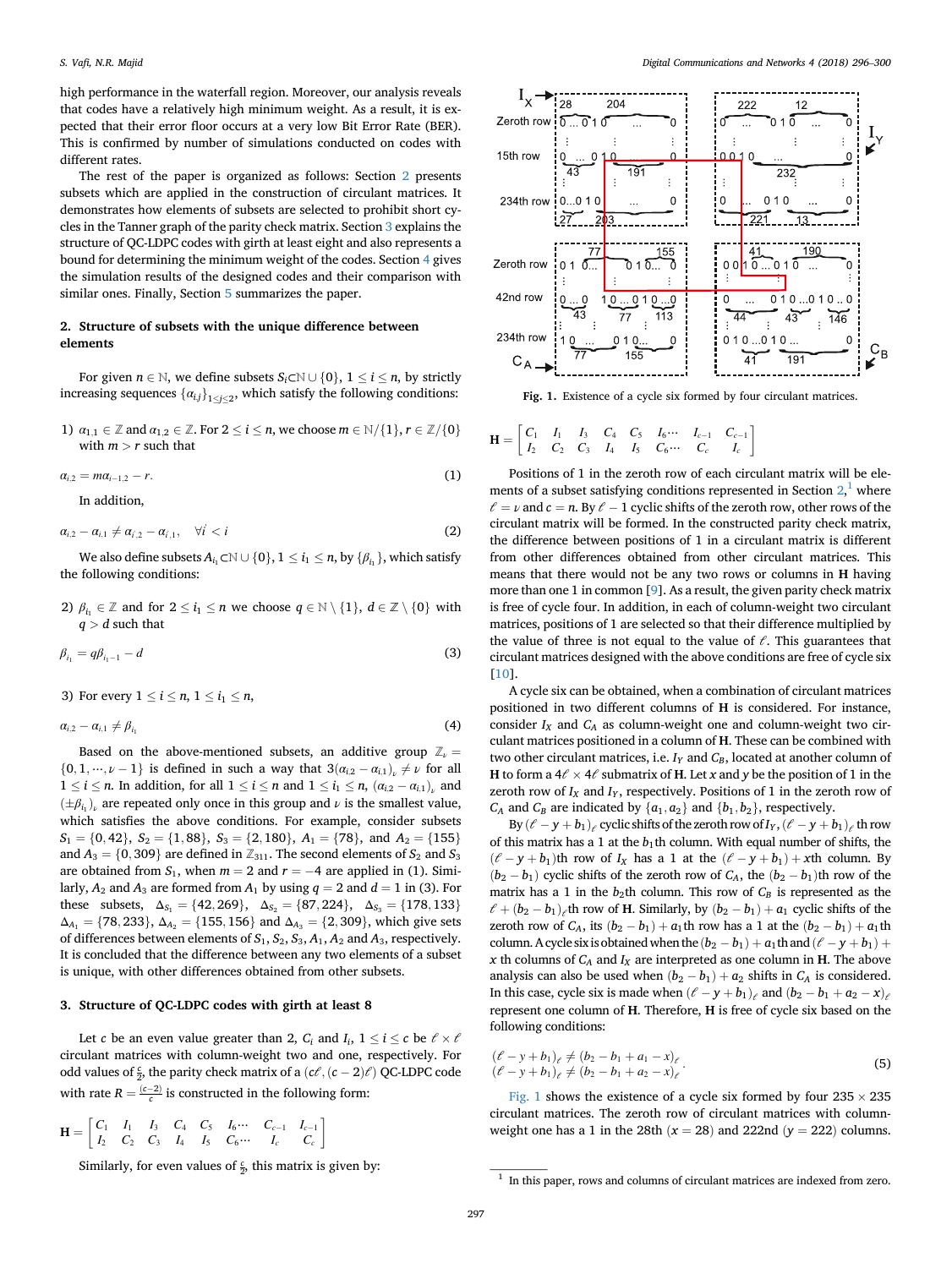high performance in the waterfall region. Moreover, our analysis reveals that codes have a relatively high minimum weight. As a result, it is expected that their error floor occurs at a very low Bit Error Rate (BER). This is confirmed by number of simulations conducted on codes with different rates.

The rest of the paper is organized as follows: Section 2 presents subsets which are applied in the construction of circulant matrices. It demonstrates how elements of subsets are selected to prohibit short cycles in the Tanner graph of the parity check matrix. Section 3 explains the structure of QC-LDPC codes with girth at least eight and also represents a bound for determining the minimum weight of the codes. Section 4 gives the simulation results of the designed codes and their comparison with similar ones. Finally, Section 5 summarizes the paper.

## 2. Structure of subsets with the unique difference between elements

For given $n \in \mathbb{N}$, we define subsets $S_i \subset \mathbb{N} \cup \{0\}$, $1 \le i \le n$, by strictly increasing sequences $\{\alpha_{ij}\}_{1 \le j \le 2}$, which satisfy the following conditions:

1) $\alpha_{1,1} \in \mathbb{Z}$ and $\alpha_{1,2} \in \mathbb{Z}$. For $2 \le i \le n$, we choose $m \in \mathbb{N}/\{1\}$, $r \in \mathbb{Z}/\{0\}$ with $m > r$ such that

$$\alpha_{i,2} = m\alpha_{i-1,2} - r. \tag{1}$$

In addition,

$$\alpha_{i,2} - \alpha_{i,1} \ne \alpha_{i',2} - \alpha_{i',1}, \quad \forall i' < i \tag{2}$$

We also define subsets $A_{i_1} \subset \mathbb{N} \cup \{0\}$, $1 \le i_1 \le n$, by $\{\beta_{i_1}\}$, which satisfy the following conditions:

2) $\beta_{i_1} \in \mathbb{Z}$ and for $2 \le i_1 \le n$ we choose $q \in \mathbb{N} \setminus \{1\}$, $d \in \mathbb{Z} \setminus \{0\}$ with $q > d$ such that

$$\beta_{i_1} = q\beta_{i_1 - 1} - d \tag{3}$$

3) For every $1 \le i \le n$, $1 \le i_1 \le n$,

$$\alpha_{i,2} - \alpha_{i,1} \ne \beta_{i_1} \tag{4}$$

Based on the above-mentioned subsets, an additive group $\mathbb{Z}_\nu = \{0, 1, \cdots, \nu - 1\}$ is defined in such a way that $3(\alpha_{i,2} - \alpha_{i,1})_\nu \ne \nu$ for all $1 \le i \le n$. In addition, for all $1 \le i \le n$ and $1 \le i_1 \le n$, $(\alpha_{i,2} - \alpha_{i,1})_\nu$ and $(\pm\beta_{i_1})_\nu$ are repeated only once in this group and $\nu$ is the smallest value, which satisfies the above conditions. For example, consider subsets $S_1 = \{0, 42\}$, $S_2 = \{1, 88\}$, $S_3 = \{2, 180\}$, $A_1 = \{78\}$, and $A_2 = \{155\}$ and $A_3 = \{0, 309\}$ are defined in $\mathbb{Z}_{311}$. The second elements of $S_2$ and $S_3$ are obtained from $S_1$, when $m = 2$ and $r = -4$ are applied in (1). Similarly, $A_2$ and $A_3$ are formed from $A_1$ by using $q = 2$ and $d = 1$ in (3). For these subsets, $\Delta_{S_1} = \{42, 269\}$, $\Delta_{S_2} = \{87, 224\}$, $\Delta_{S_3} = \{178, 133\}$ $\Delta_{A_1} = \{78, 233\}$, $\Delta_{A_2} = \{155, 156\}$ and $\Delta_{A_3} = \{2, 309\}$, which give sets of differences between elements of $S_1, S_2, S_3, A_1, A_2$ and $A_3$, respectively. It is concluded that the difference between any two elements of a subset is unique, with other differences obtained from other subsets.

## 3. Structure of QC-LDPC codes with girth at least 8

Let $c$ be an even value greater than 2, $C_i$ and $I_i$, $1 \le i \le c$ be $\ell \times \ell$ circulant matrices with column-weight two and one, respectively. For odd values of $\frac{c}{2}$, the parity check matrix of a $(c\ell, (c-2)\ell)$ QC-LDPC code with rate $R = \frac{(c-2)}{c}$ is constructed in the following form:

$$\mathbf{H} = \begin{bmatrix} C_1 & I_1 & I_3 & C_4 & C_5 & I_6 \cdots & C_{c-1} & I_{c-1} \\ I_2 & C_2 & C_3 & I_4 & I_5 & C_6 \cdots & I_c & C_c \end{bmatrix}$$

Similarly, for even values of $\frac{c}{2}$, this matrix is given by:

Fig. 1. Existence of a cycle six formed by four circulant matrices.

$$\mathbf{H} = \begin{bmatrix} C_1 & I_1 & I_3 & C_4 & C_5 & I_6 \cdots & I_{c-1} & C_{c-1} \\ I_2 & C_2 & C_3 & I_4 & I_5 & C_6 \cdots & C_c & I_c \end{bmatrix}$$

Positions of 1 in the zeroth row of each circulant matrix will be elements of a subset satisfying conditions represented in Section 2,[1] where $\ell = \nu$ and $c = n$. By $\ell - 1$ cyclic shifts of the zeroth row, other rows of the circulant matrix will be formed. In the constructed parity check matrix, the difference between positions of 1 in a circulant matrix is different from other differences obtained from other circulant matrices. This means that there would not be any two rows or columns in $\mathbf{H}$ having more than one 1 in common [9]. As a result, the given parity check matrix is free of cycle four. In addition, in each of column-weight two circulant matrices, positions of 1 are selected so that their difference multiplied by the value of three is not equal to the value of $\ell$. This guarantees that circulant matrices designed with the above conditions are free of cycle six [10].

A cycle six can be obtained, when a combination of circulant matrices positioned in two different columns of $\mathbf{H}$ is considered. For instance, consider $I_X$ and $C_A$ as column-weight one and column-weight two circulant matrices positioned in a column of $\mathbf{H}$. These can be combined with two other circulant matrices, i.e. $I_Y$ and $C_B$, located at another column of $\mathbf{H}$ to form a $4\ell \times 4\ell$ submatrix of $\mathbf{H}$. Let $x$ and $y$ be the position of 1 in the zeroth row of $I_X$ and $I_Y$, respectively. Positions of 1 in the zeroth row of $C_A$ and $C_B$ are indicated by $\{a_1, a_2\}$ and $\{b_1, b_2\}$, respectively.

By $(\ell - y + b_1)_\ell$ cyclic shifts of the zeroth row of $I_Y$, $(\ell - y + b_1)_\ell$ th row of this matrix has a 1 at the $b_1$th column. With equal number of shifts, the $(\ell - y + b_1)$th row of $I_X$ has a 1 at the $(\ell - y + b_1) + x$th column. By $(b_2 - b_1)$ cyclic shifts of the zeroth row of $C_A$, the $(b_2 - b_1)$th row of the matrix has a 1 in the $b_2$th column. This row of $C_B$ is represented as the $\ell + (b_2 - b_1)_\ell$th row of $\mathbf{H}$. Similarly, by $(b_2 - b_1) + a_1$ cyclic shifts of the zeroth row of $C_A$, its $(b_2 - b_1) + a_1$th row has a 1 at the $(b_2 - b_1) + a_1$th column. A cycle six is obtained when the $(b_2 - b_1) + a_1$th and $(\ell - y + b_1) + x$ th columns of $C_A$ and $I_X$ are interpreted as one column in $\mathbf{H}$. The above analysis can also be used when $(b_2 - b_1) + a_2$ shifts in $C_A$ is considered. In this case, cycle six is made when $(\ell - y + b_1)_\ell$ and $(b_2 - b_1 + a_2 - x)_\ell$ represent one column of $\mathbf{H}$. Therefore, $\mathbf{H}$ is free of cycle six based on the following conditions:

$$\begin{aligned} (\ell - y + b_1)_\ell &\ne (b_2 - b_1 + a_1 - x)_\ell \\ (\ell - y + b_1)_\ell &\ne (b_2 - b_1 + a_2 - x)_\ell \end{aligned}. \tag{5}$$

Fig. 1 shows the existence of a cycle six formed by four $235 \times 235$ circulant matrices. The zeroth row of circulant matrices with column-weight one has a 1 in the 28th ($x = 28$) and 222nd ($y = 222$) columns.

[1] In this paper, rows and columns of circulant matrices are indexed from zero.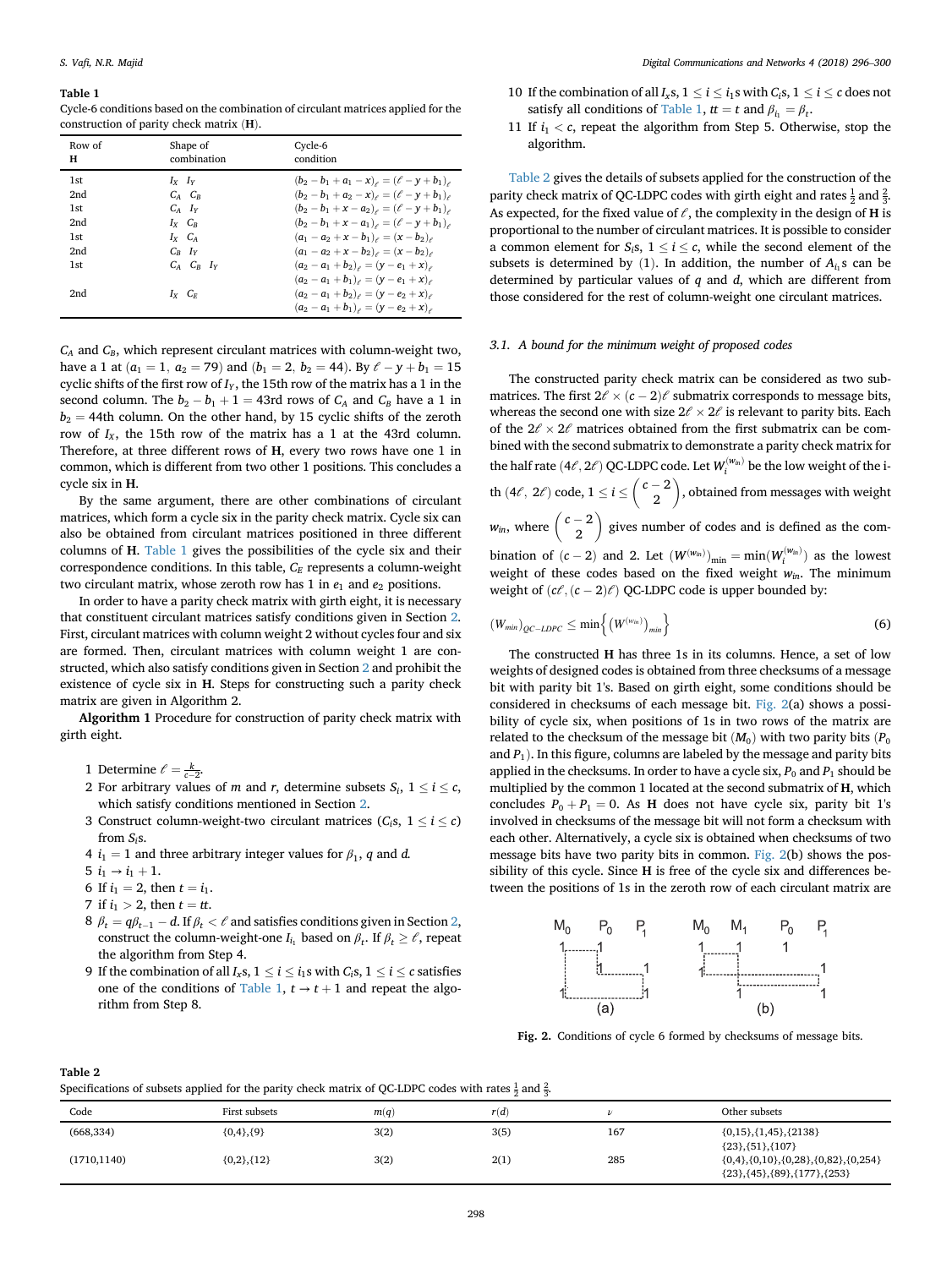**Table 1**
Cycle-6 conditions based on the combination of circulant matrices applied for the construction of parity check matrix (**H**).

| Row of **H** | Shape of combination | Cycle-6 condition |
|---|---|---|
| 1st | $I_X$ $I_Y$ | $(b_2 - b_1 + a_1 - x)_\ell = (\ell - y + b_1)_\ell$ |
| 2nd | $C_A$ $C_B$ | $(b_2 - b_1 + a_2 - x)_\ell = (\ell - y + b_1)_\ell$ |
| 1st | $C_A$ $I_Y$ | $(b_2 - b_1 + x - a_2)_\ell = (\ell - y + b_1)_\ell$ |
| 2nd | $I_X$ $C_B$ | $(b_2 - b_1 + x - a_1)_\ell = (\ell - y + b_1)_\ell$ |
| 1st | $I_X$ $C_A$ | $(a_1 - a_2 + x - b_1)_\ell = (x - b_2)_\ell$ |
| 2nd | $C_B$ $I_Y$ | $(a_1 - a_2 + x - b_2)_\ell = (x - b_2)_\ell$ |
| 1st | $C_A$ $C_B$ $I_Y$ | $(a_2 - a_1 + b_2)_\ell = (y - e_1 + x)_\ell$ <br> $(a_2 - a_1 + b_1)_\ell = (y - e_1 + x)_\ell$ |
| 2nd | $I_X$ $C_E$ | $(a_2 - a_1 + b_2)_\ell = (y - e_2 + x)_\ell$ <br> $(a_2 - a_1 + b_1)_\ell = (y - e_2 + x)_\ell$ |

$C_A$ and $C_B$, which represent circulant matrices with column-weight two, have a 1 at ($a_1 = 1$, $a_2 = 79$) and ($b_1 = 2$, $b_2 = 44$). By $\ell - y + b_1 = 15$ cyclic shifts of the first row of $I_Y$, the 15th row of the matrix has a 1 in the second column. The $b_2 - b_1 + 1 = 43$rd rows of $C_A$ and $C_B$ have a 1 in $b_2 = 44$th column. On the other hand, by 15 cyclic shifts of the zeroth row of $I_X$, the 15th row of the matrix has a 1 at the 43rd column. Therefore, at three different rows of **H**, every two rows have one 1 in common, which is different from two other 1 positions. This concludes a cycle six in **H**.

By the same argument, there are other combinations of circulant matrices, which form a cycle six in the parity check matrix. Cycle six can also be obtained from circulant matrices positioned in three different columns of **H**. Table 1 gives the possibilities of the cycle six and their correspondence conditions. In this table, $C_E$ represents a column-weight two circulant matrix, whose zeroth row has 1 in $e_1$ and $e_2$ positions.

In order to have a parity check matrix with girth eight, it is necessary that constituent circulant matrices satisfy conditions given in Section 2. First, circulant matrices with column weight 2 without cycles four and six are formed. Then, circulant matrices with column weight 1 are constructed, which also satisfy conditions given in Section 2 and prohibit the existence of cycle six in **H**. Steps for constructing such a parity check matrix are given in Algorithm 2.

**Algorithm 1** Procedure for construction of parity check matrix with girth eight.

1. Determine $\ell = \frac{k}{c-2}$.
2. For arbitrary values of $m$ and $r$, determine subsets $S_i$, $1 \le i \le c$, which satisfy conditions mentioned in Section 2.
3. Construct column-weight-two circulant matrices ($C_i$s, $1 \le i \le c$) from $S_i$s.
4. $i_1 = 1$ and three arbitrary integer values for $\beta_1$, $q$ and $d$.
5. $i_1 \rightarrow i_1 + 1$.
6. If $i_1 = 2$, then $t = i_1$.
7. if $i_1 > 2$, then $t = tt$.
8. $\beta_t = q\beta_{t-1} - d$. If $\beta_t < \ell$ and satisfies conditions given in Section 2, construct the column-weight-one $I_{i_1}$ based on $\beta_t$. If $\beta_t \ge \ell$, repeat the algorithm from Step 4.
9. If the combination of all $I_x$s, $1 \le i \le i_1$s with $C_i$s, $1 \le i \le c$ satisfies one of the conditions of Table 1, $t \rightarrow t + 1$ and repeat the algorithm from Step 8.
10. If the combination of all $I_x$s, $1 \le i \le i_1$s with $C_i$s, $1 \le i \le c$ does not satisfy all conditions of Table 1, $tt = t$ and $\beta_{i_1} = \beta_t$.
11. If $i_1 < c$, repeat the algorithm from Step 5. Otherwise, stop the algorithm.

Table 2 gives the details of subsets applied for the construction of the parity check matrix of QC-LDPC codes with girth eight and rates $\frac{1}{2}$ and $\frac{2}{3}$. As expected, for the fixed value of $\ell$, the complexity in the design of **H** is proportional to the number of circulant matrices. It is possible to consider a common element for $S_i$s, $1 \le i \le c$, while the second element of the subsets is determined by (1). In addition, the number of $A_{i_1}$s can be determined by particular values of $q$ and $d$, which are different from those considered for the rest of column-weight one circulant matrices.

### 3.1. A bound for the minimum weight of proposed codes

The constructed parity check matrix can be considered as two sub-matrices. The first $2\ell \times (c-2)\ell$ submatrix corresponds to message bits, whereas the second one with size $2\ell \times 2\ell$ is relevant to parity bits. Each of the $2\ell \times 2\ell$ matrices obtained from the first submatrix can be combined with the second submatrix to demonstrate a parity check matrix for the half rate $(4\ell, 2\ell)$ QC-LDPC code. Let $W_i^{(w_{in})}$ be the low weight of the i-th $(4\ell, 2\ell)$ code, $1 \le i \le \binom{c-2}{2}$, obtained from messages with weight $w_{in}$, where $\binom{c-2}{2}$ gives number of codes and is defined as the combination of $(c-2)$ and 2. Let $(W^{(w_{in})})_{\min} = \min(W_i^{(w_{in})})$ as the lowest weight of these codes based on the fixed weight $w_{in}$. The minimum weight of $(c\ell, (c-2)\ell)$ QC-LDPC code is upper bounded by:

$$(W_{min})_{QC-LDPC} \le \min\left\{ \left(W^{(w_{in})}\right)_{min} \right\} \tag{6}$$

The constructed **H** has three 1s in its columns. Hence, a set of low weights of designed codes is obtained from three checksums of a message bit with parity bit 1's. Based on girth eight, some conditions should be considered in checksums of each message bit. Fig. 2(a) shows a possibility of cycle six, when positions of 1s in two rows of the matrix are related to the checksum of the message bit ($M_0$) with two parity bits ($P_0$ and $P_1$). In this figure, columns are labeled by the message and parity bits applied in the checksums. In order to have a cycle six, $P_0$ and $P_1$ should be multiplied by the common 1 located at the second submatrix of **H**, which concludes $P_0 + P_1 = 0$. As **H** does not have cycle six, parity bit 1's involved in checksums of the message bit will not form a checksum with each other. Alternatively, a cycle six is obtained when checksums of two message bits have two parity bits in common. Fig. 2(b) shows the possibility of this cycle. Since **H** is free of the cycle six and differences between the positions of 1s in the zeroth row of each circulant matrix are

**Fig. 2.** Conditions of cycle 6 formed by checksums of message bits.

**Table 2**
Specifications of subsets applied for the parity check matrix of QC-LDPC codes with rates $\frac{1}{2}$ and $\frac{2}{3}$.

| Code | First subsets | $m(q)$ | $r(d)$ | $\nu$ | Other subsets |
|---|---|---|---|---|---|
| (668,334) | {0,4},{9} | 3(2) | 3(5) | 167 | {0,15},{1,45},{2138} {23},{51},{107} |
| (1710,1140) | {0,2},{12} | 3(2) | 2(1) | 285 | {0,4},{0,10},{0,28},{0,82},{0,254} {23},{45},{89},{177},{253} |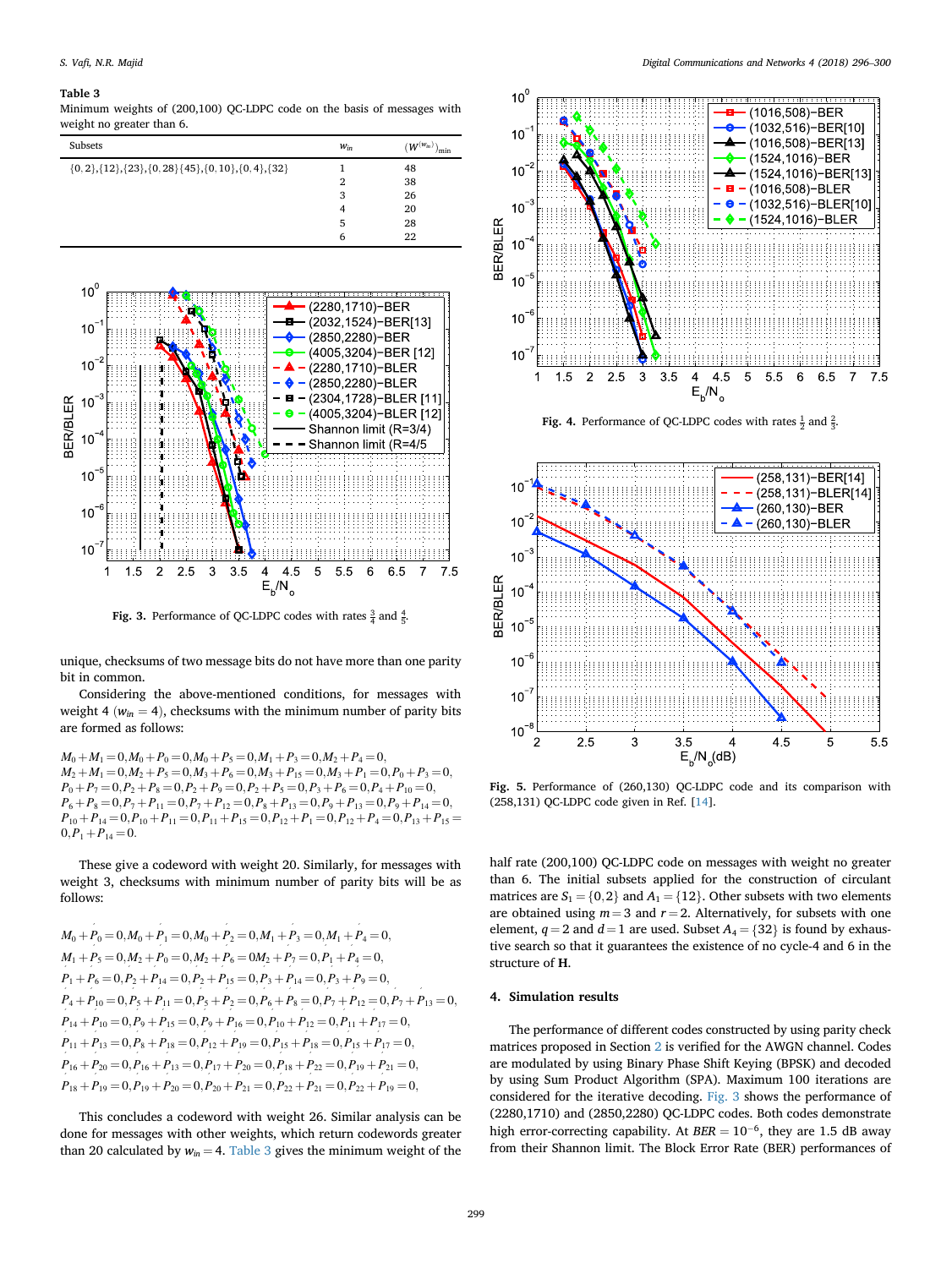**Table 3**
Minimum weights of (200,100) QC-LDPC code on the basis of messages with weight no greater than 6.

| Subsets | $w_{in}$ | $(W^{(w_{in})})_{\min}$ |
|---|---|---|
| $\{0,2\},\{12\},\{23\},\{0,28\}\{45\},\{0,10\},\{0,4\},\{32\}$ | 1 | 48 |
| | 2 | 38 |
| | 3 | 26 |
| | 4 | 20 |
| | 5 | 28 |
| | 6 | 22 |

**Fig. 3.** Performance of QC-LDPC codes with rates $\frac{3}{4}$ and $\frac{4}{5}$.

unique, checksums of two message bits do not have more than one parity bit in common.

Considering the above-mentioned conditions, for messages with weight 4 ($w_{in} = 4$), checksums with the minimum number of parity bits are formed as follows:

$M_0 + M_1 = 0, M_0 + P_0 = 0, M_0 + P_5 = 0, M_1 + P_3 = 0, M_2 + P_4 = 0,$
$M_2 + M_1 = 0, M_2 + P_5 = 0, M_3 + P_6 = 0, M_3 + P_{15} = 0, M_3 + P_1 = 0, P_0 + P_3 = 0,$
$P_0 + P_7 = 0, P_2 + P_8 = 0, P_2 + P_9 = 0, P_2 + P_5 = 0, P_3 + P_6 = 0, P_4 + P_{10} = 0,$
$P_6 + P_8 = 0, P_7 + P_{11} = 0, P_7 + P_{12} = 0, P_8 + P_{13} = 0, P_9 + P_{13} = 0, P_9 + P_{14} = 0,$
$P_{10} + P_{14} = 0, P_{10} + P_{11} = 0, P_{11} + P_{15} = 0, P_{12} + P_1 = 0, P_{12} + P_4 = 0, P_{13} + P_{15} = 0, P_1 + P_{14} = 0.$

These give a codeword with weight 20. Similarly, for messages with weight 3, checksums with minimum number of parity bits will be as follows:

$M_0 + P_0 = 0, M_0 + P_1 = 0, M_0 + P_2 = 0, M_1 + P_3 = 0, M_1 + P_4 = 0,$
$M_1 + P_5 = 0, M_2 + P_0 = 0, M_2 + P_6 = 0 M_2 + P_7 = 0, P_1 + P_4 = 0,$
$P_1 + P_6 = 0, P_2 + P_{14} = 0, P_2 + P_{15} = 0, P_3 + P_{14} = 0, P_3 + P_9 = 0,$
$P_4 + P_{10} = 0, P_5 + P_{11} = 0, P_5 + P_2 = 0, P_6 + P_8 = 0, P_7 + P_{12} = 0, P_7 + P_{13} = 0,$
$P_{14} + P_{10} = 0, P_9 + P_{15} = 0, P_9 + P_{16} = 0, P_{10} + P_{12} = 0, P_{11} + P_{17} = 0,$
$P_{11} + P_{13} = 0, P_8 + P_{18} = 0, P_{12} + P_{19} = 0, P_{15} + P_{18} = 0, P_{15} + P_{17} = 0,$
$P_{16} + P_{20} = 0, P_{16} + P_{13} = 0, P_{17} + P_{20} = 0, P_{18} + P_{22} = 0, P_{19} + P_{21} = 0,$
$P_{18} + P_{19} = 0, P_{19} + P_{20} = 0, P_{20} + P_{21} = 0, P_{22} + P_{21} = 0, P_{22} + P_{19} = 0,$

This concludes a codeword with weight 26. Similar analysis can be done for messages with other weights, which return codewords greater than 20 calculated by $w_{in} = 4$. Table 3 gives the minimum weight of the half rate (200,100) QC-LDPC code on messages with weight no greater than 6. The initial subsets applied for the construction of circulant matrices are $S_1 = \{0,2\}$ and $A_1 = \{12\}$. Other subsets with two elements are obtained using $m = 3$ and $r = 2$. Alternatively, for subsets with one element, $q = 2$ and $d = 1$ are used. Subset $A_4 = \{32\}$ is found by exhaustive search so that it guarantees the existence of no cycle-4 and 6 in the structure of **H**.

**Fig. 4.** Performance of QC-LDPC codes with rates $\frac{1}{2}$ and $\frac{2}{3}$.

**Fig. 5.** Performance of (260,130) QC-LDPC code and its comparison with (258,131) QC-LDPC code given in Ref. [14].

## 4. Simulation results

The performance of different codes constructed by using parity check matrices proposed in Section 2 is verified for the AWGN channel. Codes are modulated by using Binary Phase Shift Keying (BPSK) and decoded by using Sum Product Algorithm (SPA). Maximum 100 iterations are considered for the iterative decoding. Fig. 3 shows the performance of (2280,1710) and (2850,2280) QC-LDPC codes. Both codes demonstrate high error-correcting capability. At $BER = 10^{-6}$, they are 1.5 dB away from their Shannon limit. The Block Error Rate (BER) performances of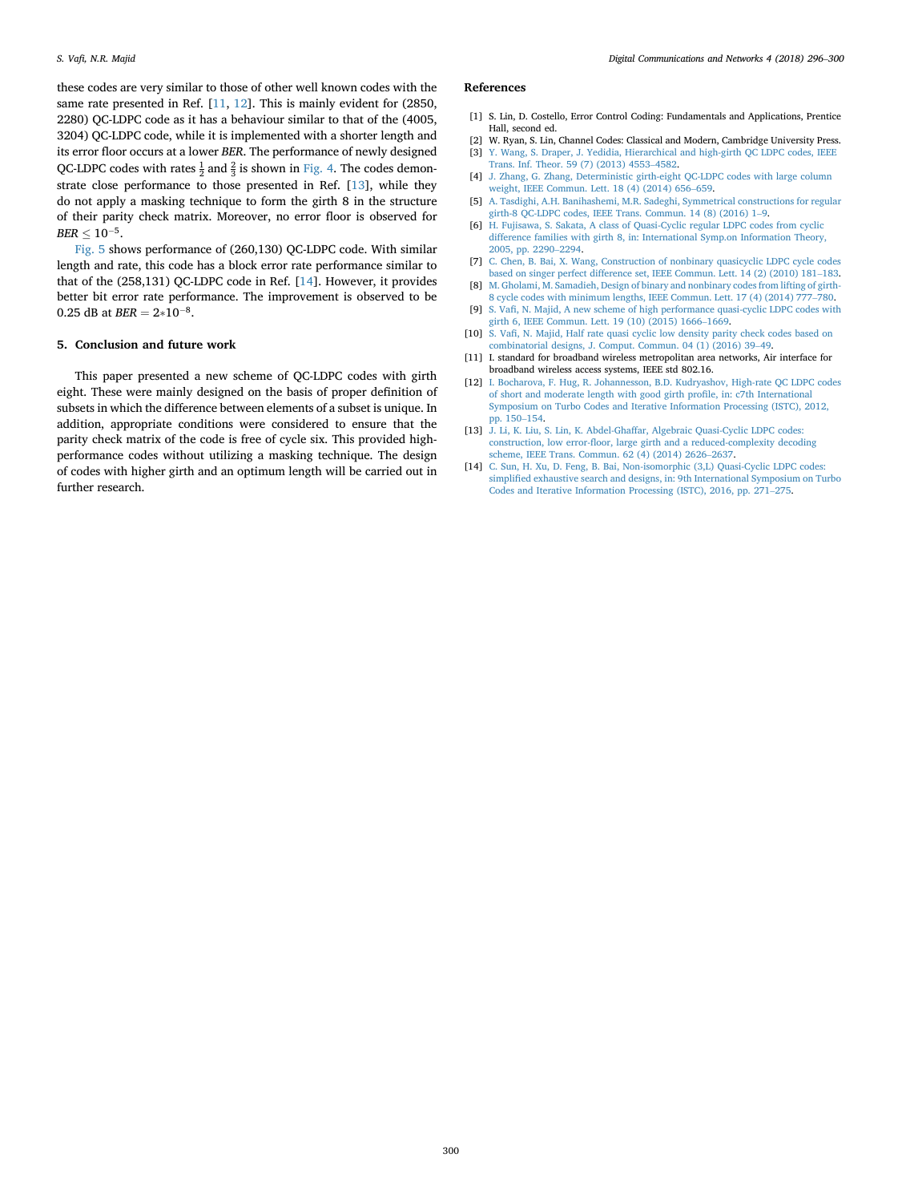these codes are very similar to those of other well known codes with the same rate presented in Ref. [11, 12]. This is mainly evident for (2850, 2280) QC-LDPC code as it has a behaviour similar to that of the (4005, 3204) QC-LDPC code, while it is implemented with a shorter length and its error floor occurs at a lower *BER*. The performance of newly designed QC-LDPC codes with rates $\frac{1}{2}$ and $\frac{2}{3}$ is shown in Fig. 4. The codes demonstrate close performance to those presented in Ref. [13], while they do not apply a masking technique to form the girth 8 in the structure of their parity check matrix. Moreover, no error floor is observed for $BER \leq 10^{-5}$.

Fig. 5 shows performance of (260,130) QC-LDPC code. With similar length and rate, this code has a block error rate performance similar to that of the (258,131) QC-LDPC code in Ref. [14]. However, it provides better bit error rate performance. The improvement is observed to be 0.25 dB at $BER = 2*10^{-8}$.

## 5. Conclusion and future work

This paper presented a new scheme of QC-LDPC codes with girth eight. These were mainly designed on the basis of proper definition of subsets in which the difference between elements of a subset is unique. In addition, appropriate conditions were considered to ensure that the parity check matrix of the code is free of cycle six. This provided high-performance codes without utilizing a masking technique. The design of codes with higher girth and an optimum length will be carried out in further research.

## References

[1] S. Lin, D. Costello, Error Control Coding: Fundamentals and Applications, Prentice Hall, second ed.

[2] W. Ryan, S. Lin, Channel Codes: Classical and Modern, Cambridge University Press.

[3] Y. Wang, S. Draper, J. Yedidia, Hierarchical and high-girth QC LDPC codes, IEEE Trans. Inf. Theor. 59 (7) (2013) 4553–4582.

[4] J. Zhang, G. Zhang, Deterministic girth-eight QC-LDPC codes with large column weight, IEEE Commun. Lett. 18 (4) (2014) 656–659.

[5] A. Tasdighi, A.H. Banihashemi, M.R. Sadeghi, Symmetrical constructions for regular girth-8 QC-LDPC codes, IEEE Trans. Commun. 14 (8) (2016) 1–9.

[6] H. Fujisawa, S. Sakata, A class of Quasi-Cyclic regular LDPC codes from cyclic difference families with girth 8, in: International Symp.on Information Theory, 2005, pp. 2290–2294.

[7] C. Chen, B. Bai, X. Wang, Construction of nonbinary quasicyclic LDPC cycle codes based on singer perfect difference set, IEEE Commun. Lett. 14 (2) (2010) 181–183.

[8] M. Gholami, M. Samadieh, Design of binary and nonbinary codes from lifting of girth-8 cycle codes with minimum lengths, IEEE Commun. Lett. 17 (4) (2014) 777–780.

[9] S. Vafi, N. Majid, A new scheme of high performance quasi-cyclic LDPC codes with girth 6, IEEE Commun. Lett. 19 (10) (2015) 1666–1669.

[10] S. Vafi, N. Majid, Half rate quasi cyclic low density parity check codes based on combinatorial designs, J. Comput. Commun. 04 (1) (2016) 39–49.

[11] I. standard for broadband wireless metropolitan area networks, Air interface for broadband wireless access systems, IEEE std 802.16.

[12] I. Bocharova, F. Hug, R. Johannesson, B.D. Kudryashov, High-rate QC LDPC codes of short and moderate length with good girth profile, in: c7th International Symposium on Turbo Codes and Iterative Information Processing (ISTC), 2012, pp. 150–154.

[13] J. Li, K. Liu, S. Lin, K. Abdel-Ghaffar, Algebraic Quasi-Cyclic LDPC codes: construction, low error-floor, large girth and a reduced-complexity decoding scheme, IEEE Trans. Commun. 62 (4) (2014) 2626–2637.

[14] C. Sun, H. Xu, D. Feng, B. Bai, Non-isomorphic (3,L) Quasi-Cyclic LDPC codes: simplified exhaustive search and designs, in: 9th International Symposium on Turbo Codes and Iterative Information Processing (ISTC), 2016, pp. 271–275.